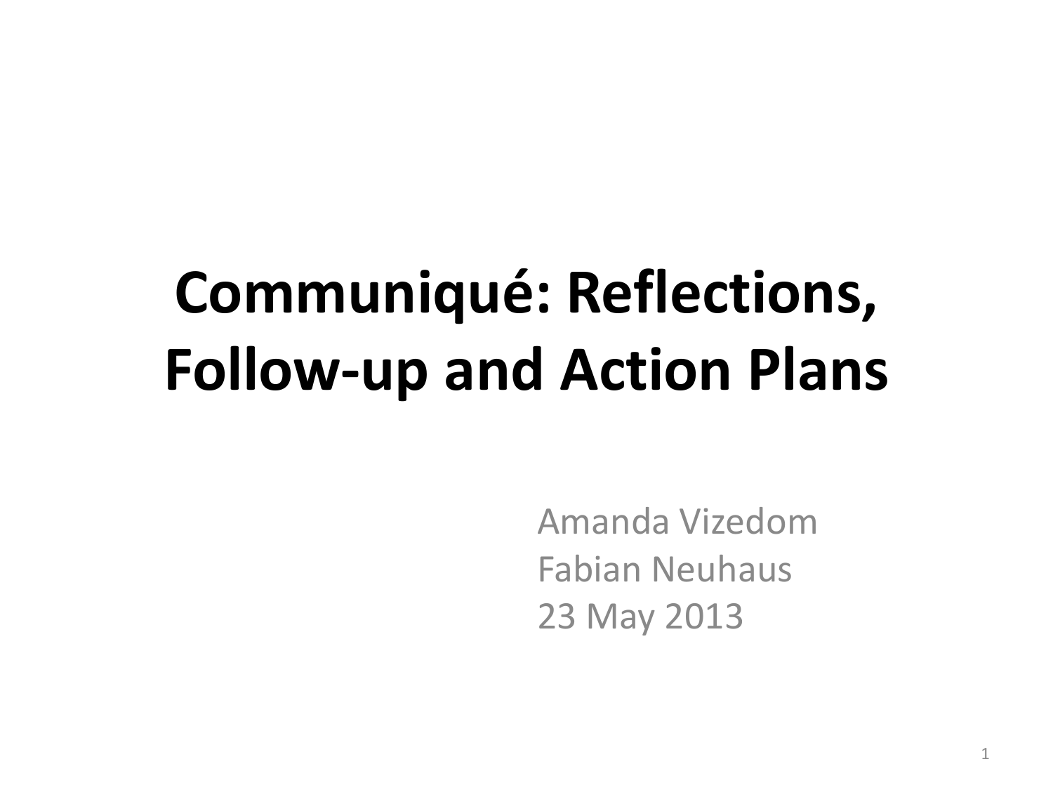# Communiqué: Reflections, Follow-up and Action Plans

Amanda Vizedom
Fabian Neuhaus
23 May 2013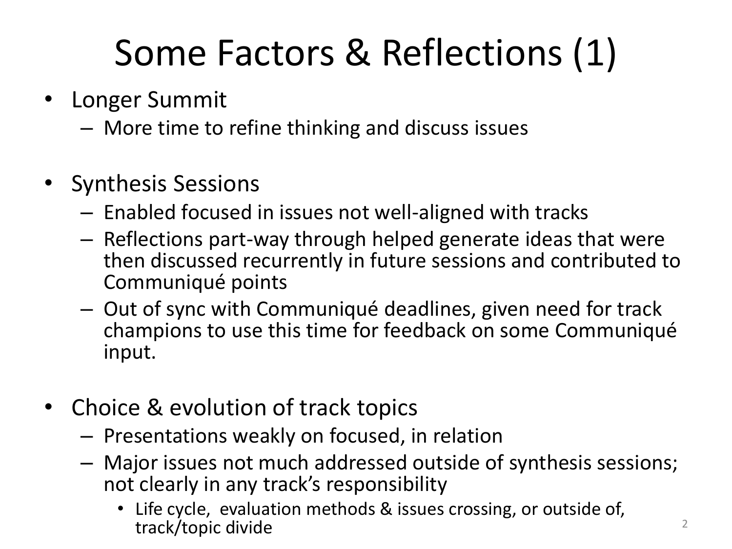# Some Factors & Reflections (1)

- Longer Summit
  - More time to refine thinking and discuss issues
- Synthesis Sessions
  - Enabled focused in issues not well-aligned with tracks
  - Reflections part-way through helped generate ideas that were then discussed recurrently in future sessions and contributed to Communiqué points
  - Out of sync with Communiqué deadlines, given need for track champions to use this time for feedback on some Communiqué input.
- Choice & evolution of track topics
  - Presentations weakly on focused, in relation
  - Major issues not much addressed outside of synthesis sessions; not clearly in any track's responsibility
    - Life cycle, evaluation methods & issues crossing, or outside of, track/topic divide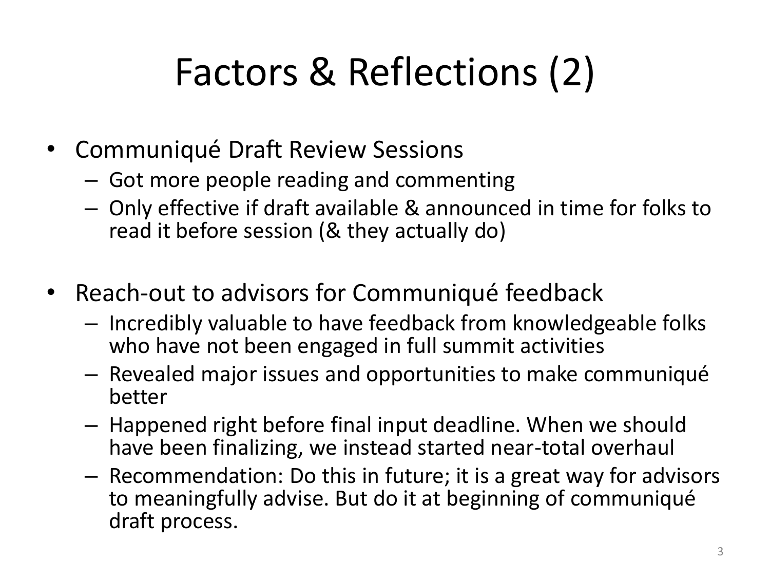# Factors & Reflections (2)

- Communiqué Draft Review Sessions
  - Got more people reading and commenting
  - Only effective if draft available & announced in time for folks to read it before session (& they actually do)

- Reach-out to advisors for Communiqué feedback
  - Incredibly valuable to have feedback from knowledgeable folks who have not been engaged in full summit activities
  - Revealed major issues and opportunities to make communiqué better
  - Happened right before final input deadline. When we should have been finalizing, we instead started near-total overhaul
  - Recommendation: Do this in future; it is a great way for advisors to meaningfully advise. But do it at beginning of communiqué draft process.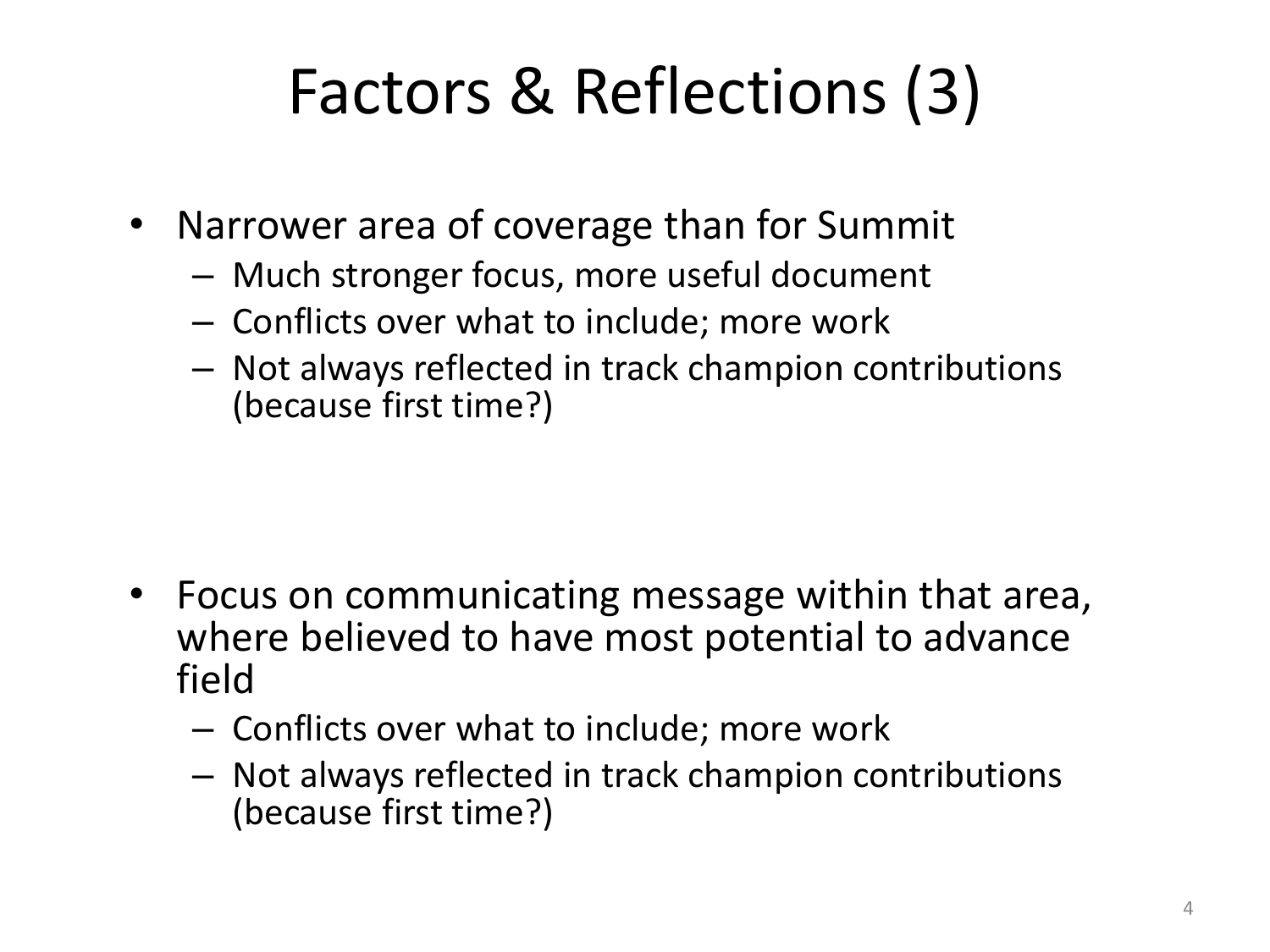# Factors & Reflections (3)

- Narrower area of coverage than for Summit
  - Much stronger focus, more useful document
  - Conflicts over what to include; more work
  - Not always reflected in track champion contributions (because first time?)

- Focus on communicating message within that area, where believed to have most potential to advance field
  - Conflicts over what to include; more work
  - Not always reflected in track champion contributions (because first time?)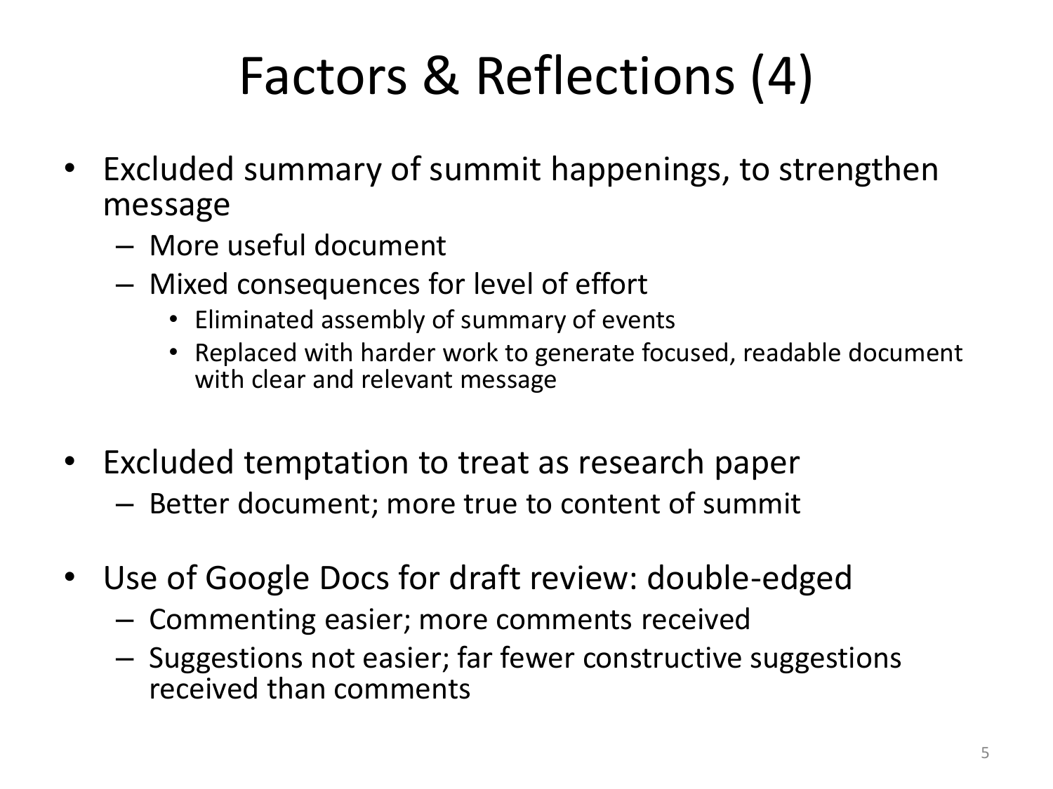# Factors & Reflections (4)

- Excluded summary of summit happenings, to strengthen message
  - More useful document
  - Mixed consequences for level of effort
    - Eliminated assembly of summary of events
    - Replaced with harder work to generate focused, readable document with clear and relevant message

- Excluded temptation to treat as research paper
  - Better document; more true to content of summit

- Use of Google Docs for draft review: double-edged
  - Commenting easier; more comments received
  - Suggestions not easier; far fewer constructive suggestions received than comments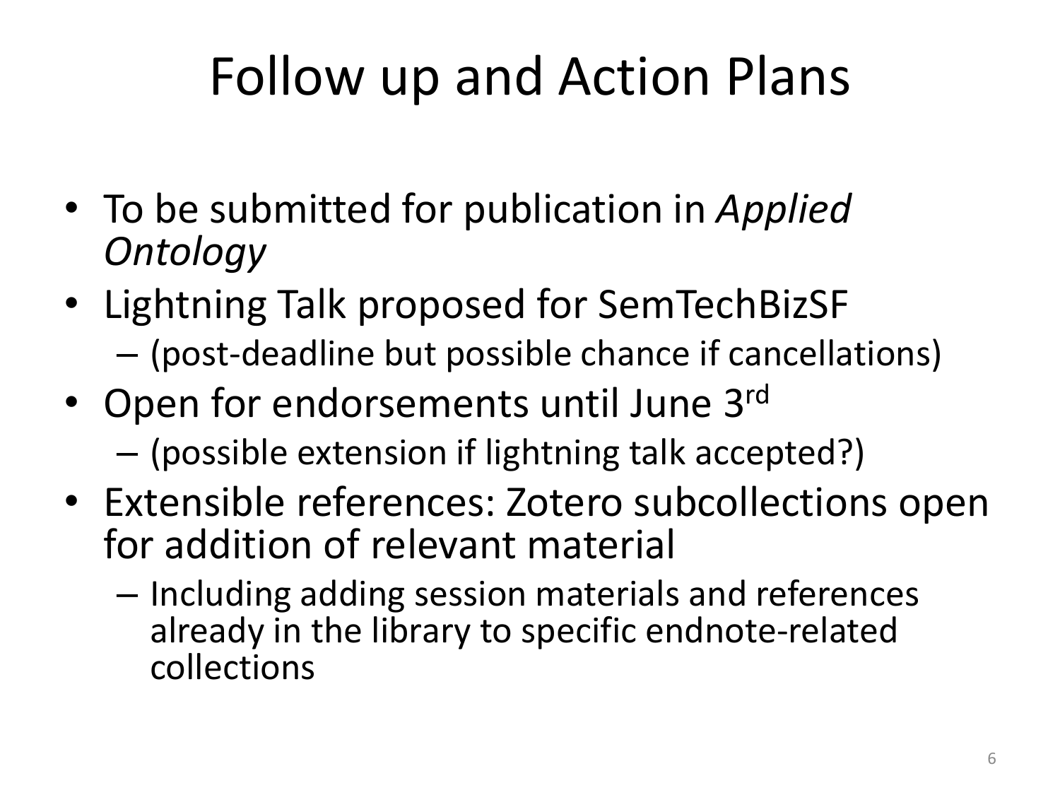# Follow up and Action Plans

- To be submitted for publication in *Applied Ontology*
- Lightning Talk proposed for SemTechBizSF
  - (post-deadline but possible chance if cancellations)
- Open for endorsements until June 3rd
  - (possible extension if lightning talk accepted?)
- Extensible references: Zotero subcollections open for addition of relevant material
  - Including adding session materials and references already in the library to specific endnote-related collections